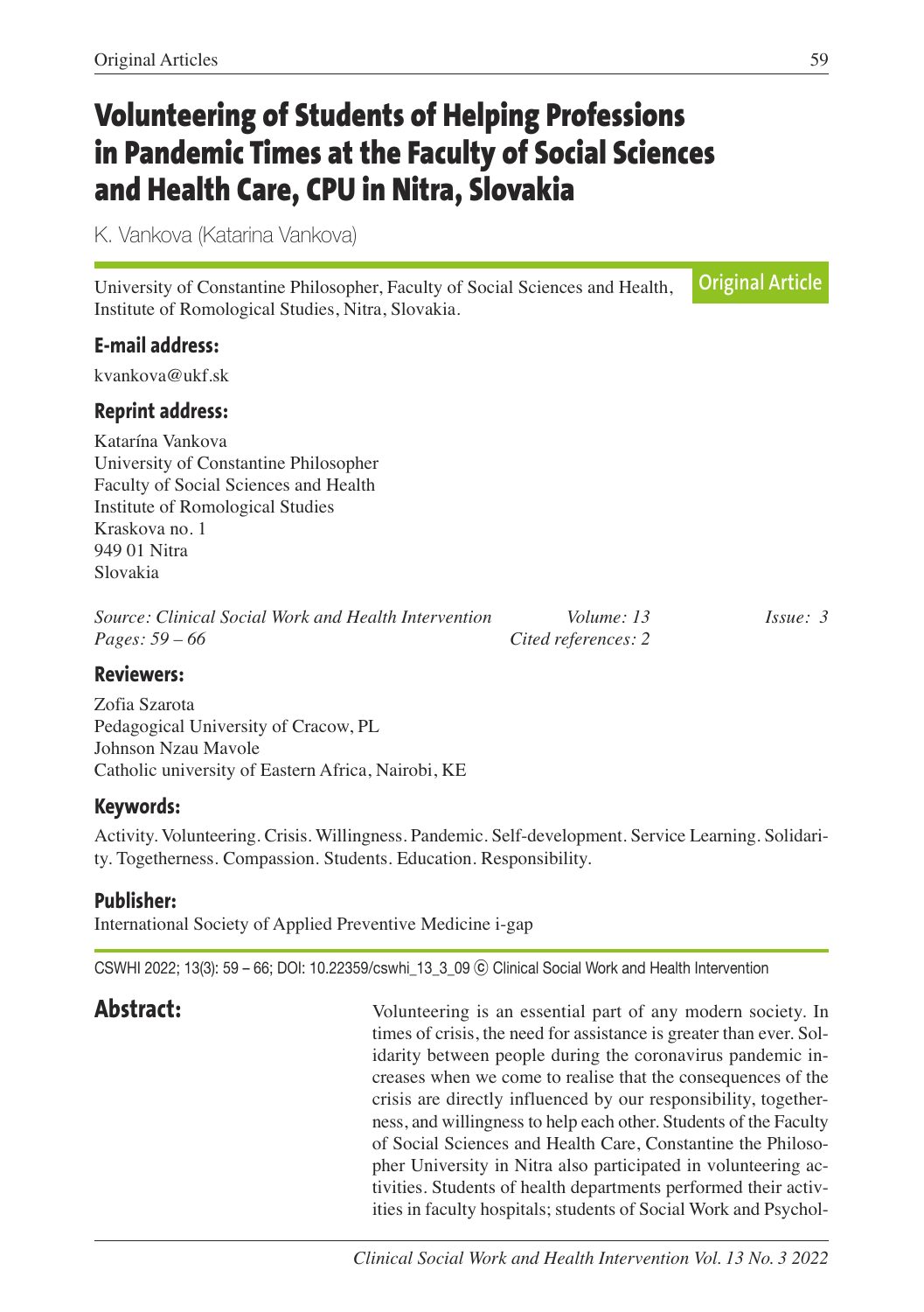# Volunteering of Students of Helping Professions in Pandemic Times at the Faculty of Social Sciences and Health Care, CPU in Nitra, Slovakia

K. Vankova (Katarina Vankova)

University of Constantine Philosopher, Faculty of Social Sciences and Health, Institute of Romological Studies, Nitra, Slovakia.

**Original Article**

### E-mail address:

kvankova@ukf.sk

### Reprint address:

Katarína Vankova
University of Constantine Philosopher
Faculty of Social Sciences and Health
Institute of Romological Studies
Kraskova no. 1
949 01 Nitra
Slovakia

*Source: Clinical Social Work and Health Intervention* *Volume: 13* *Issue: 3*
*Pages: 59 – 66* *Cited references: 2*

### Reviewers:

Zofia Szarota
Pedagogical University of Cracow, PL
Johnson Nzau Mavole
Catholic university of Eastern Africa, Nairobi, KE

### Keywords:

Activity. Volunteering. Crisis. Willingness. Pandemic. Self-development. Service Learning. Solidarity. Togetherness. Compassion. Students. Education. Responsibility.

### Publisher:

International Society of Applied Preventive Medicine i-gap

CSWHI 2022; 13(3): 59 – 66; DOI: 10.22359/cswhi_13_3_09 ⓒ Clinical Social Work and Health Intervention

## Abstract:

Volunteering is an essential part of any modern society. In times of crisis, the need for assistance is greater than ever. Solidarity between people during the coronavirus pandemic increases when we come to realise that the consequences of the crisis are directly influenced by our responsibility, togetherness, and willingness to help each other. Students of the Faculty of Social Sciences and Health Care, Constantine the Philosopher University in Nitra also participated in volunteering activities. Students of health departments performed their activities in faculty hospitals; students of Social Work and Psychol-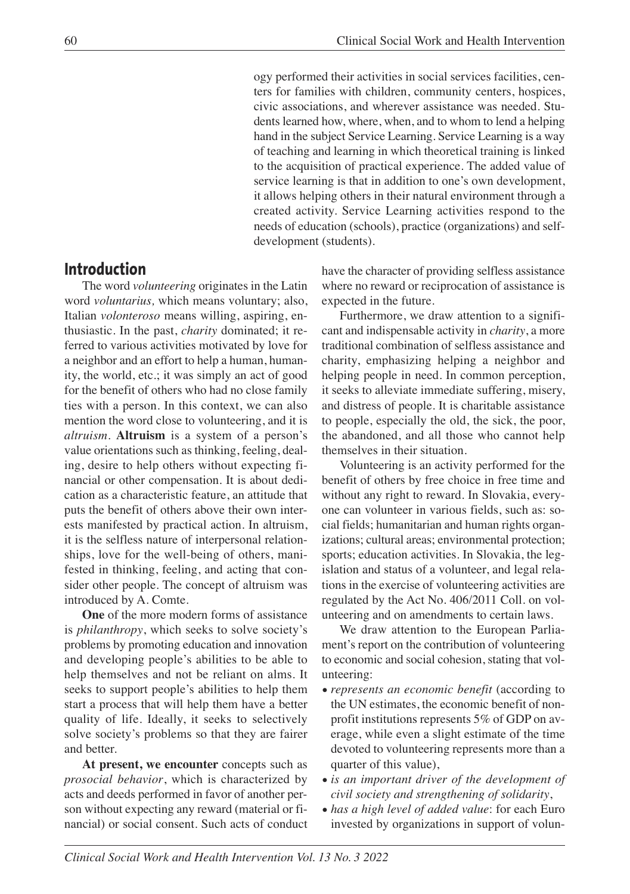ogy performed their activities in social services facilities, centers for families with children, community centers, hospices, civic associations, and wherever assistance was needed. Students learned how, where, when, and to whom to lend a helping hand in the subject Service Learning. Service Learning is a way of teaching and learning in which theoretical training is linked to the acquisition of practical experience. The added value of service learning is that in addition to one's own development, it allows helping others in their natural environment through a created activity. Service Learning activities respond to the needs of education (schools), practice (organizations) and self-development (students).

## Introduction

The word *volunteering* originates in the Latin word *voluntarius,* which means voluntary; also, Italian *volonteroso* means willing, aspiring, enthusiastic. In the past, *charity* dominated; it referred to various activities motivated by love for a neighbor and an effort to help a human, humanity, the world, etc.; it was simply an act of good for the benefit of others who had no close family ties with a person. In this context, we can also mention the word close to volunteering, and it is *altruism*. **Altruism** is a system of a person's value orientations such as thinking, feeling, dealing, desire to help others without expecting financial or other compensation. It is about dedication as a characteristic feature, an attitude that puts the benefit of others above their own interests manifested by practical action. In altruism, it is the selfless nature of interpersonal relationships, love for the well-being of others, manifested in thinking, feeling, and acting that consider other people. The concept of altruism was introduced by A. Comte.

**One** of the more modern forms of assistance is *philanthropy*, which seeks to solve society's problems by promoting education and innovation and developing people's abilities to be able to help themselves and not be reliant on alms. It seeks to support people's abilities to help them start a process that will help them have a better quality of life. Ideally, it seeks to selectively solve society's problems so that they are fairer and better.

**At present, we encounter** concepts such as *prosocial behavior*, which is characterized by acts and deeds performed in favor of another person without expecting any reward (material or financial) or social consent. Such acts of conduct have the character of providing selfless assistance where no reward or reciprocation of assistance is expected in the future.

Furthermore, we draw attention to a significant and indispensable activity in *charity*, a more traditional combination of selfless assistance and charity, emphasizing helping a neighbor and helping people in need. In common perception, it seeks to alleviate immediate suffering, misery, and distress of people. It is charitable assistance to people, especially the old, the sick, the poor, the abandoned, and all those who cannot help themselves in their situation.

Volunteering is an activity performed for the benefit of others by free choice in free time and without any right to reward. In Slovakia, everyone can volunteer in various fields, such as: social fields; humanitarian and human rights organizations; cultural areas; environmental protection; sports; education activities. In Slovakia, the legislation and status of a volunteer, and legal relations in the exercise of volunteering activities are regulated by the Act No. 406/2011 Coll. on volunteering and on amendments to certain laws.

We draw attention to the European Parliament's report on the contribution of volunteering to economic and social cohesion, stating that volunteering:

- *represents an economic benefit* (according to the UN estimates, the economic benefit of non-profit institutions represents 5% of GDP on average, while even a slight estimate of the time devoted to volunteering represents more than a quarter of this value),
- *is an important driver of the development of civil society and strengthening of solidarity*,
- *has a high level of added value*: for each Euro invested by organizations in support of volun-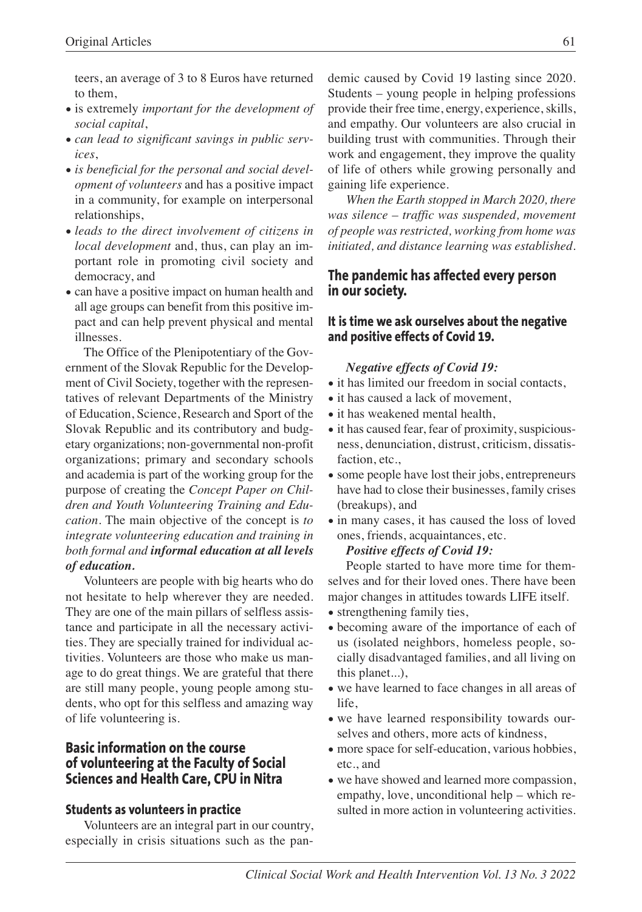teers, an average of 3 to 8 Euros have returned to them,

- is extremely *important for the development of social capital*,
- *can lead to significant savings in public services*,
- *is beneficial for the personal and social development of volunteers* and has a positive impact in a community, for example on interpersonal relationships,
- *leads to the direct involvement of citizens in local development* and, thus, can play an important role in promoting civil society and democracy, and
- can have a positive impact on human health and all age groups can benefit from this positive impact and can help prevent physical and mental illnesses.

The Office of the Plenipotentiary of the Government of the Slovak Republic for the Development of Civil Society, together with the representatives of relevant Departments of the Ministry of Education, Science, Research and Sport of the Slovak Republic and its contributory and budgetary organizations; non-governmental non-profit organizations; primary and secondary schools and academia is part of the working group for the purpose of creating the *Concept Paper on Children and Youth Volunteering Training and Education*. The main objective of the concept is *to integrate volunteering education and training in both formal and* ***informal education at all levels of education.***

Volunteers are people with big hearts who do not hesitate to help wherever they are needed. They are one of the main pillars of selfless assistance and participate in all the necessary activities. They are specially trained for individual activities. Volunteers are those who make us manage to do great things. We are grateful that there are still many people, young people among students, who opt for this selfless and amazing way of life volunteering is.

## Basic information on the course of volunteering at the Faculty of Social Sciences and Health Care, CPU in Nitra

### Students as volunteers in practice

Volunteers are an integral part in our country, especially in crisis situations such as the pandemic caused by Covid 19 lasting since 2020. Students – young people in helping professions provide their free time, energy, experience, skills, and empathy. Our volunteers are also crucial in building trust with communities. Through their work and engagement, they improve the quality of life of others while growing personally and gaining life experience.

*When the Earth stopped in March 2020, there was silence – traffic was suspended, movement of people was restricted, working from home was initiated, and distance learning was established.*

## The pandemic has affected every person in our society.

### It is time we ask ourselves about the negative and positive effects of Covid 19.

***Negative effects of Covid 19:***

- it has limited our freedom in social contacts,
- it has caused a lack of movement,
- it has weakened mental health,
- it has caused fear, fear of proximity, suspiciousness, denunciation, distrust, criticism, dissatisfaction, etc.,
- some people have lost their jobs, entrepreneurs have had to close their businesses, family crises (breakups), and
- in many cases, it has caused the loss of loved ones, friends, acquaintances, etc.

***Positive effects of Covid 19:***

People started to have more time for themselves and for their loved ones. There have been major changes in attitudes towards LIFE itself.

- strengthening family ties,
- becoming aware of the importance of each of us (isolated neighbors, homeless people, socially disadvantaged families, and all living on this planet...),
- we have learned to face changes in all areas of life,
- we have learned responsibility towards ourselves and others, more acts of kindness,
- more space for self-education, various hobbies, etc., and
- we have showed and learned more compassion, empathy, love, unconditional help – which resulted in more action in volunteering activities.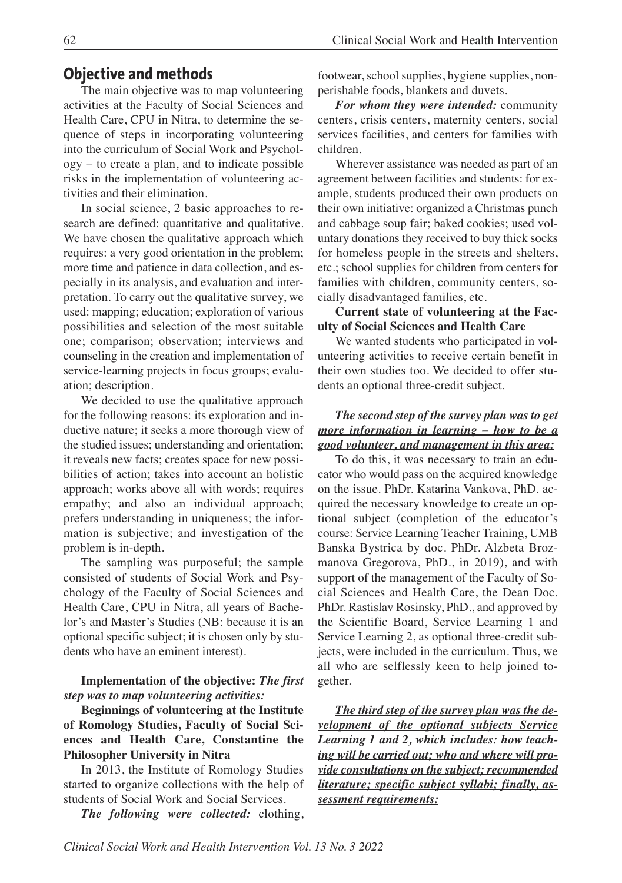## Objective and methods

The main objective was to map volunteering activities at the Faculty of Social Sciences and Health Care, CPU in Nitra, to determine the sequence of steps in incorporating volunteering into the curriculum of Social Work and Psychology – to create a plan, and to indicate possible risks in the implementation of volunteering activities and their elimination.

In social science, 2 basic approaches to research are defined: quantitative and qualitative. We have chosen the qualitative approach which requires: a very good orientation in the problem; more time and patience in data collection, and especially in its analysis, and evaluation and interpretation. To carry out the qualitative survey, we used: mapping; education; exploration of various possibilities and selection of the most suitable one; comparison; observation; interviews and counseling in the creation and implementation of service-learning projects in focus groups; evaluation; description.

We decided to use the qualitative approach for the following reasons: its exploration and inductive nature; it seeks a more thorough view of the studied issues; understanding and orientation; it reveals new facts; creates space for new possibilities of action; takes into account an holistic approach; works above all with words; requires empathy; and also an individual approach; prefers understanding in uniqueness; the information is subjective; and investigation of the problem is in-depth.

The sampling was purposeful; the sample consisted of students of Social Work and Psychology of the Faculty of Social Sciences and Health Care, CPU in Nitra, all years of Bachelor's and Master's Studies (NB: because it is an optional specific subject; it is chosen only by students who have an eminent interest).

**Implementation of the objective:** ***The first step was to map volunteering activities:***

**Beginnings of volunteering at the Institute of Romology Studies, Faculty of Social Sciences and Health Care, Constantine the Philosopher University in Nitra**

In 2013, the Institute of Romology Studies started to organize collections with the help of students of Social Work and Social Services.

***The following were collected:*** clothing, footwear, school supplies, hygiene supplies, nonperishable foods, blankets and duvets.

***For whom they were intended:*** community centers, crisis centers, maternity centers, social services facilities, and centers for families with children.

Wherever assistance was needed as part of an agreement between facilities and students: for example, students produced their own products on their own initiative: organized a Christmas punch and cabbage soup fair; baked cookies; used voluntary donations they received to buy thick socks for homeless people in the streets and shelters, etc.; school supplies for children from centers for families with children, community centers, socially disadvantaged families, etc.

**Current state of volunteering at the Faculty of Social Sciences and Health Care**

We wanted students who participated in volunteering activities to receive certain benefit in their own studies too. We decided to offer students an optional three-credit subject.

***The second step of the survey plan was to get more information in learning – how to be a good volunteer, and management in this area:***

To do this, it was necessary to train an educator who would pass on the acquired knowledge on the issue. PhDr. Katarina Vankova, PhD. acquired the necessary knowledge to create an optional subject (completion of the educator's course: Service Learning Teacher Training, UMB Banska Bystrica by doc. PhDr. Alzbeta Brozmanova Gregorova, PhD., in 2019), and with support of the management of the Faculty of Social Sciences and Health Care, the Dean Doc. PhDr. Rastislav Rosinsky, PhD., and approved by the Scientific Board, Service Learning 1 and Service Learning 2, as optional three-credit subjects, were included in the curriculum. Thus, we all who are selflessly keen to help joined together.

***The third step of the survey plan was the development of the optional subjects Service Learning 1 and 2, which includes: how teaching will be carried out; who and where will provide consultations on the subject; recommended literature; specific subject syllabi; finally, assessment requirements:***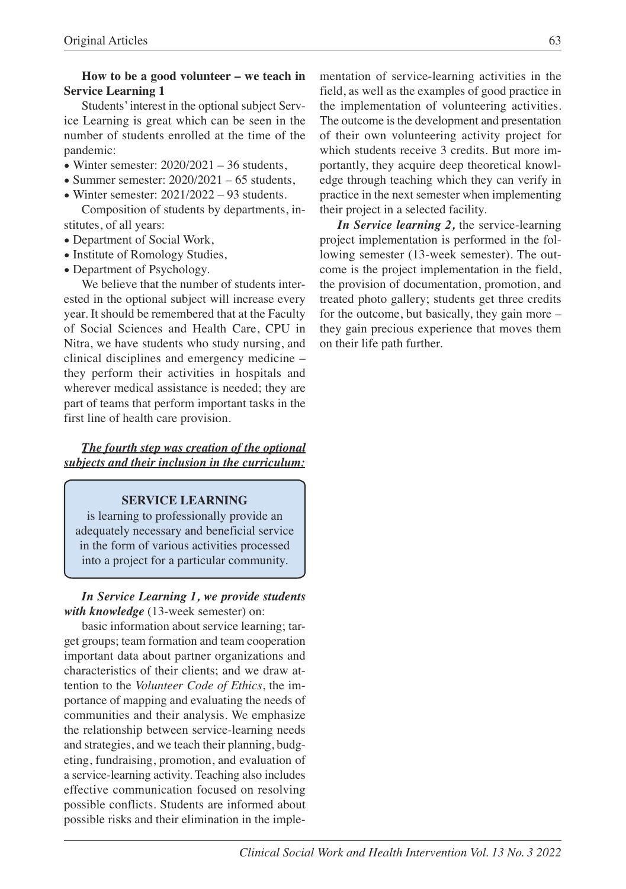**How to be a good volunteer – we teach in Service Learning 1**

Students' interest in the optional subject Service Learning is great which can be seen in the number of students enrolled at the time of the pandemic:

- Winter semester: 2020/2021 – 36 students,
- Summer semester: 2020/2021 – 65 students,
- Winter semester: 2021/2022 – 93 students.

Composition of students by departments, institutes, of all years:

- Department of Social Work,
- Institute of Romology Studies,
- Department of Psychology.

We believe that the number of students interested in the optional subject will increase every year. It should be remembered that at the Faculty of Social Sciences and Health Care, CPU in Nitra, we have students who study nursing, and clinical disciplines and emergency medicine – they perform their activities in hospitals and wherever medical assistance is needed; they are part of teams that perform important tasks in the first line of health care provision.

***The fourth step was creation of the optional subjects and their inclusion in the curriculum:***

> **SERVICE LEARNING**
> is learning to professionally provide an adequately necessary and beneficial service in the form of various activities processed into a project for a particular community.

***In Service Learning 1, we provide students with knowledge*** (13-week semester) on:

basic information about service learning; target groups; team formation and team cooperation important data about partner organizations and characteristics of their clients; and we draw attention to the *Volunteer Code of Ethics*, the importance of mapping and evaluating the needs of communities and their analysis. We emphasize the relationship between service-learning needs and strategies, and we teach their planning, budgeting, fundraising, promotion, and evaluation of a service-learning activity. Teaching also includes effective communication focused on resolving possible conflicts. Students are informed about possible risks and their elimination in the implementation of service-learning activities in the field, as well as the examples of good practice in the implementation of volunteering activities. The outcome is the development and presentation of their own volunteering activity project for which students receive 3 credits. But more importantly, they acquire deep theoretical knowledge through teaching which they can verify in practice in the next semester when implementing their project in a selected facility.

***In Service learning 2,*** the service-learning project implementation is performed in the following semester (13-week semester). The outcome is the project implementation in the field, the provision of documentation, promotion, and treated photo gallery; students get three credits for the outcome, but basically, they gain more – they gain precious experience that moves them on their life path further.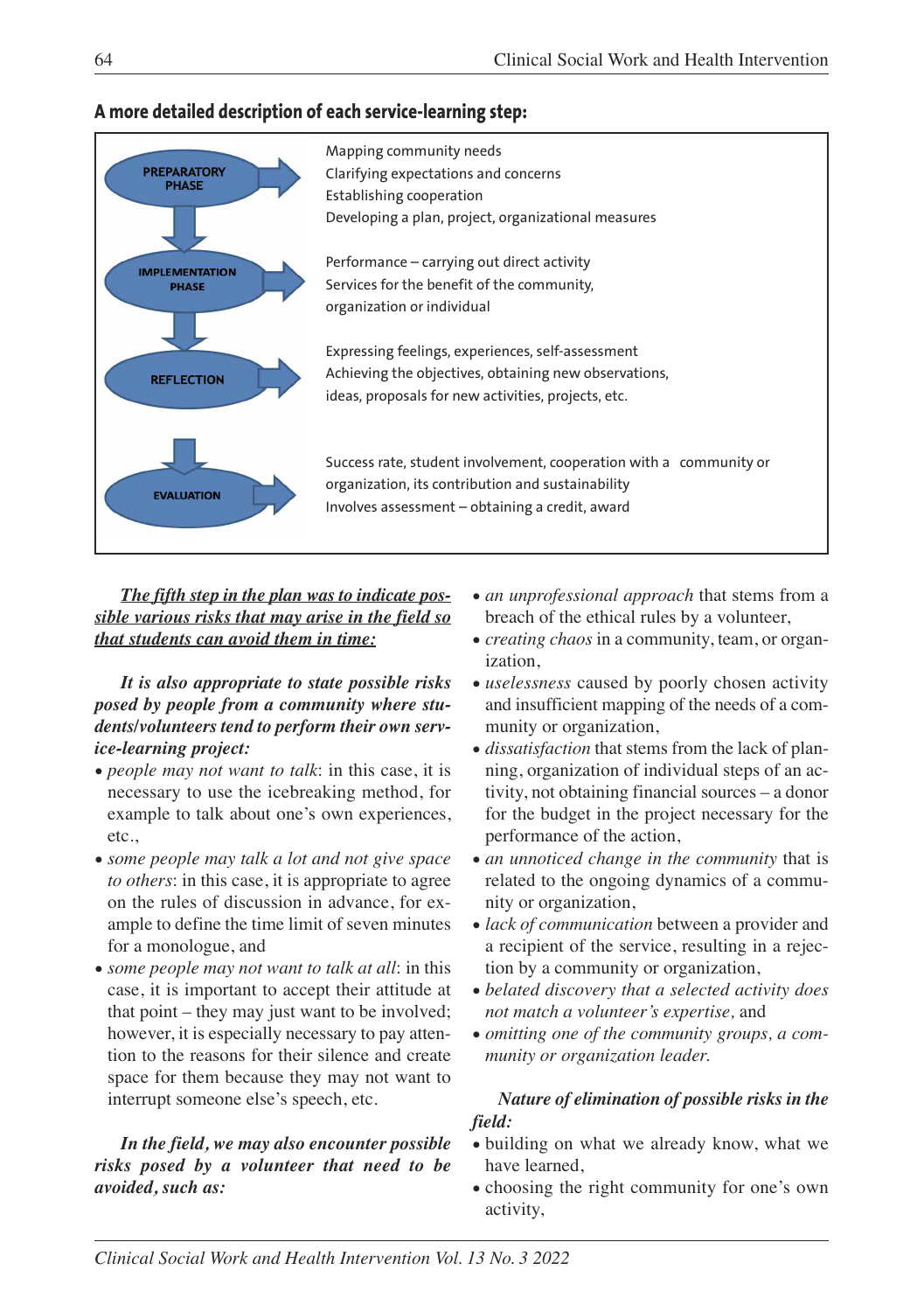**A more detailed description of each service-learning step:**

| Step | Description |
|---|---|
| PREPARATORY PHASE | Mapping community needs<br>Clarifying expectations and concerns<br>Establishing cooperation<br>Developing a plan, project, organizational measures |
| IMPLEMENTATION PHASE | Performance – carrying out direct activity<br>Services for the benefit of the community, organization or individual |
| REFLECTION | Expressing feelings, experiences, self-assessment<br>Achieving the objectives, obtaining new observations, ideas, proposals for new activities, projects, etc. |
| EVALUATION | Success rate, student involvement, cooperation with a community or organization, its contribution and sustainability<br>Involves assessment – obtaining a credit, award |

***The fifth step in the plan was to indicate possible various risks that may arise in the field so that students can avoid them in time:***

***It is also appropriate to state possible risks posed by people from a community where students/volunteers tend to perform their own service-learning project:***

- *people may not want to talk*: in this case, it is necessary to use the icebreaking method, for example to talk about one's own experiences, etc.,
- *some people may talk a lot and not give space to others*: in this case, it is appropriate to agree on the rules of discussion in advance, for example to define the time limit of seven minutes for a monologue, and
- *some people may not want to talk at all*: in this case, it is important to accept their attitude at that point – they may just want to be involved; however, it is especially necessary to pay attention to the reasons for their silence and create space for them because they may not want to interrupt someone else's speech, etc.

***In the field, we may also encounter possible risks posed by a volunteer that need to be avoided, such as:***

- *an unprofessional approach* that stems from a breach of the ethical rules by a volunteer,
- *creating chaos* in a community, team, or organization,
- *uselessness* caused by poorly chosen activity and insufficient mapping of the needs of a community or organization,
- *dissatisfaction* that stems from the lack of planning, organization of individual steps of an activity, not obtaining financial sources – a donor for the budget in the project necessary for the performance of the action,
- *an unnoticed change in the community* that is related to the ongoing dynamics of a community or organization,
- *lack of communication* between a provider and a recipient of the service, resulting in a rejection by a community or organization,
- *belated discovery that a selected activity does not match a volunteer's expertise,* and
- *omitting one of the community groups, a community or organization leader.*

***Nature of elimination of possible risks in the field:***

- building on what we already know, what we have learned,
- choosing the right community for one's own activity,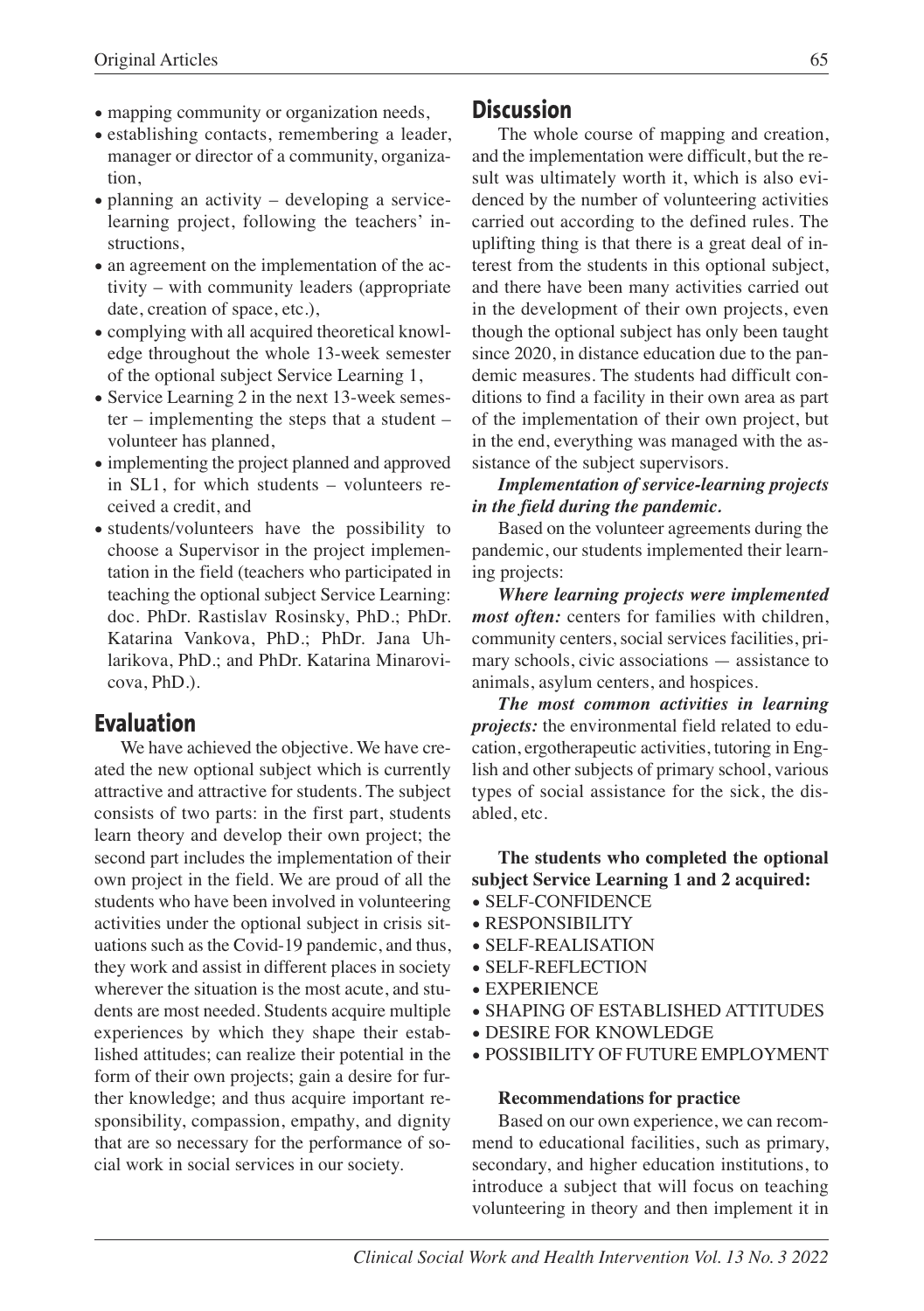- mapping community or organization needs,
- establishing contacts, remembering a leader, manager or director of a community, organization,
- planning an activity – developing a service-learning project, following the teachers' instructions,
- an agreement on the implementation of the activity – with community leaders (appropriate date, creation of space, etc.),
- complying with all acquired theoretical knowledge throughout the whole 13-week semester of the optional subject Service Learning 1,
- Service Learning 2 in the next 13-week semester – implementing the steps that a student – volunteer has planned,
- implementing the project planned and approved in SL1, for which students – volunteers received a credit, and
- students/volunteers have the possibility to choose a Supervisor in the project implementation in the field (teachers who participated in teaching the optional subject Service Learning: doc. PhDr. Rastislav Rosinsky, PhD.; PhDr. Katarina Vankova, PhD.; PhDr. Jana Uhlarikova, PhD.; and PhDr. Katarina Minarovicova, PhD.).

## Evaluation

We have achieved the objective. We have created the new optional subject which is currently attractive and attractive for students. The subject consists of two parts: in the first part, students learn theory and develop their own project; the second part includes the implementation of their own project in the field. We are proud of all the students who have been involved in volunteering activities under the optional subject in crisis situations such as the Covid-19 pandemic, and thus, they work and assist in different places in society wherever the situation is the most acute, and students are most needed. Students acquire multiple experiences by which they shape their established attitudes; can realize their potential in the form of their own projects; gain a desire for further knowledge; and thus acquire important responsibility, compassion, empathy, and dignity that are so necessary for the performance of social work in social services in our society.

## Discussion

The whole course of mapping and creation, and the implementation were difficult, but the result was ultimately worth it, which is also evidenced by the number of volunteering activities carried out according to the defined rules. The uplifting thing is that there is a great deal of interest from the students in this optional subject, and there have been many activities carried out in the development of their own projects, even though the optional subject has only been taught since 2020, in distance education due to the pandemic measures. The students had difficult conditions to find a facility in their own area as part of the implementation of their own project, but in the end, everything was managed with the assistance of the subject supervisors.

***Implementation of service-learning projects in the field during the pandemic.***

Based on the volunteer agreements during the pandemic, our students implemented their learning projects:

***Where learning projects were implemented most often:*** centers for families with children, community centers, social services facilities, primary schools, civic associations — assistance to animals, asylum centers, and hospices.

***The most common activities in learning projects:*** the environmental field related to education, ergotherapeutic activities, tutoring in English and other subjects of primary school, various types of social assistance for the sick, the disabled, etc.

**The students who completed the optional subject Service Learning 1 and 2 acquired:**

- SELF-CONFIDENCE
- RESPONSIBILITY
- SELF-REALISATION
- SELF-REFLECTION
- EXPERIENCE
- SHAPING OF ESTABLISHED ATTITUDES
- DESIRE FOR KNOWLEDGE
- POSSIBILITY OF FUTURE EMPLOYMENT

**Recommendations for practice**

Based on our own experience, we can recommend to educational facilities, such as primary, secondary, and higher education institutions, to introduce a subject that will focus on teaching volunteering in theory and then implement it in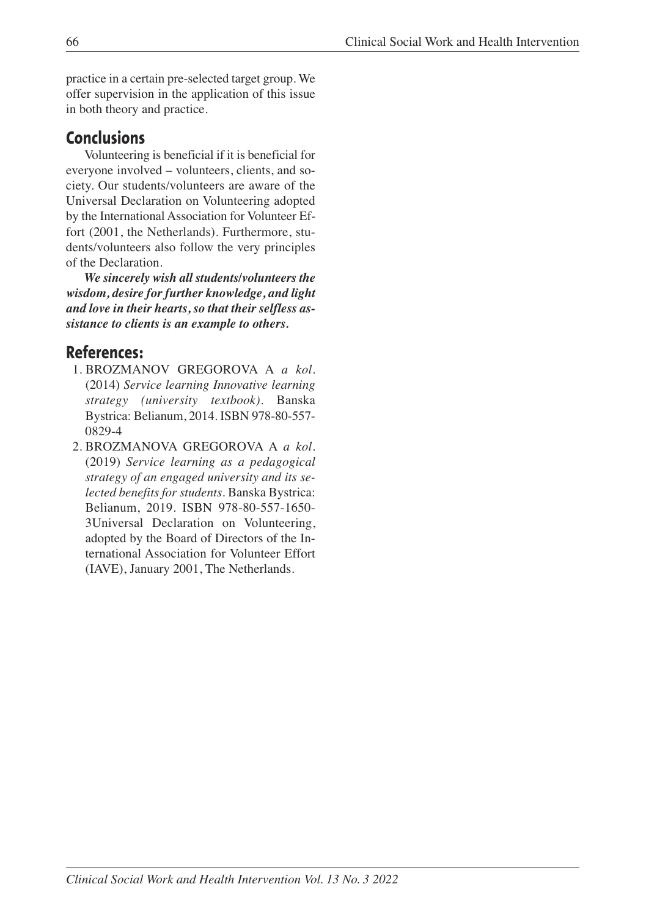practice in a certain pre-selected target group. We offer supervision in the application of this issue in both theory and practice.

## Conclusions

Volunteering is beneficial if it is beneficial for everyone involved – volunteers, clients, and society. Our students/volunteers are aware of the Universal Declaration on Volunteering adopted by the International Association for Volunteer Effort (2001, the Netherlands). Furthermore, students/volunteers also follow the very principles of the Declaration.

***We sincerely wish all students/volunteers the wisdom, desire for further knowledge, and light and love in their hearts, so that their selfless assistance to clients is an example to others.***

## References:

1. BROZMANOV GREGOROVA A *a kol*. (2014) *Service learning Innovative learning strategy (university textbook)*. Banska Bystrica: Belianum, 2014. ISBN 978-80-557-0829-4
2. BROZMANOVA GREGOROVA A *a kol*. (2019) *Service learning as a pedagogical strategy of an engaged university and its selected benefits for students*. Banska Bystrica: Belianum, 2019. ISBN 978-80-557-1650-3Universal Declaration on Volunteering, adopted by the Board of Directors of the International Association for Volunteer Effort (IAVE), January 2001, The Netherlands.